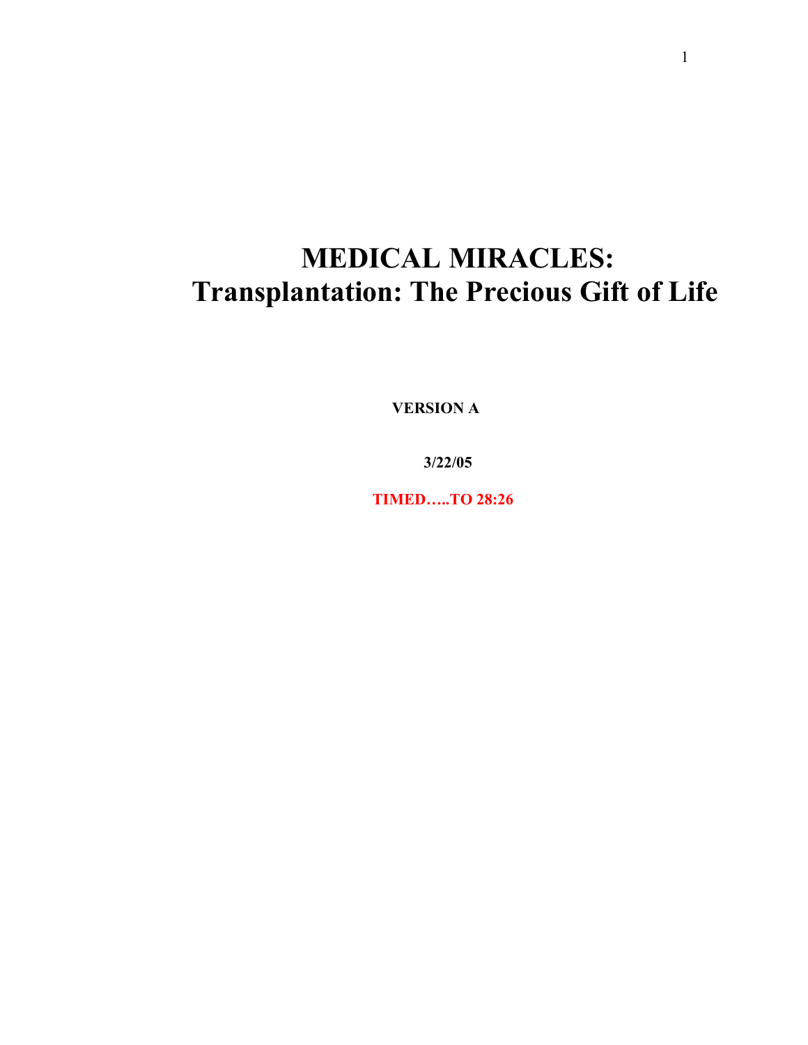# MEDICAL MIRACLES:
# Transplantation: The Precious Gift of Life

**VERSION A**

**3/22/05**

**TIMED…..TO 28:26**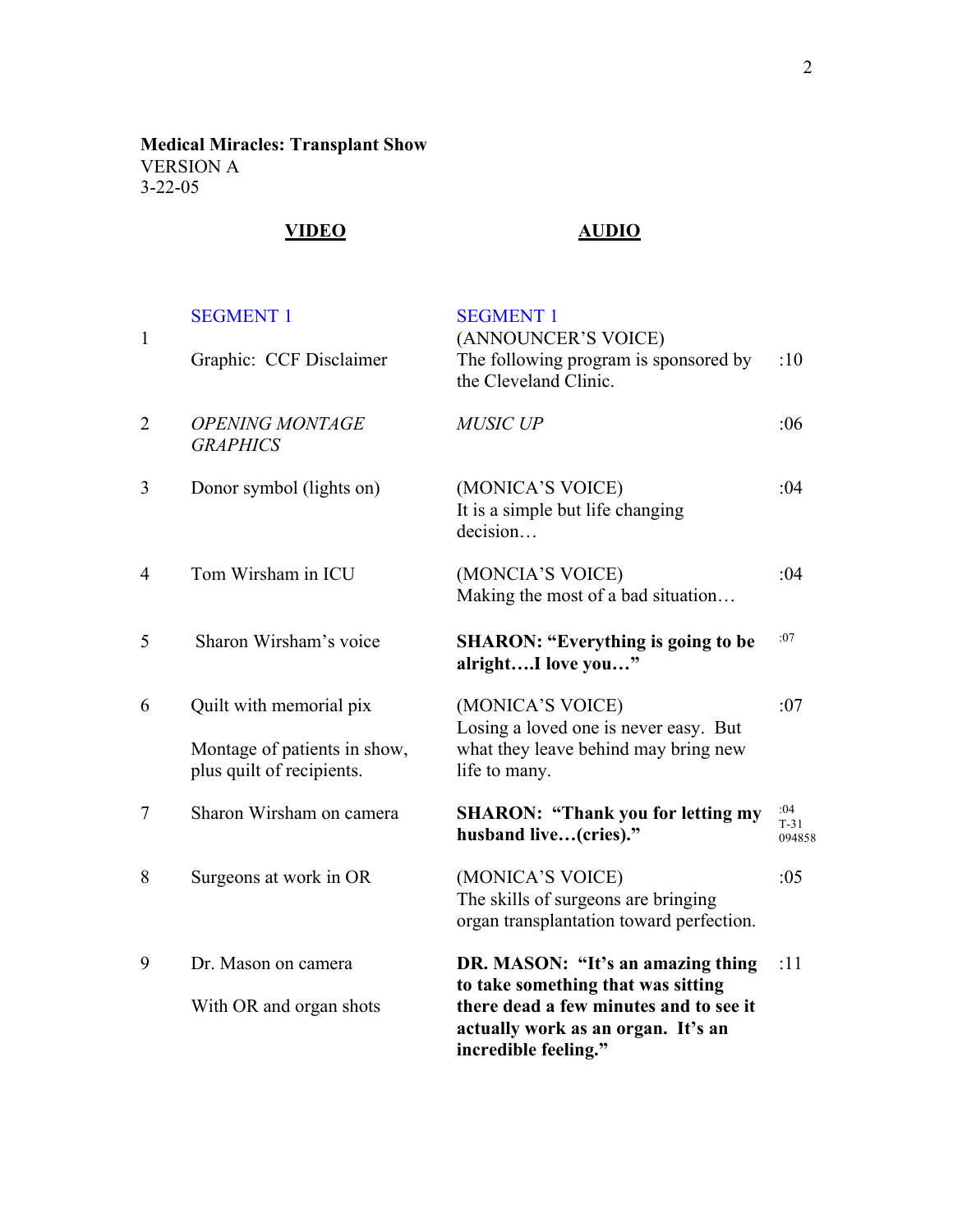**Medical Miracles: Transplant Show**
VERSION A
3-22-05

| | VIDEO | AUDIO | |
|---|---|---|---|
| | SEGMENT 1 | SEGMENT 1 | |
| 1 | Graphic: CCF Disclaimer | (ANNOUNCER'S VOICE) The following program is sponsored by the Cleveland Clinic. | :10 |
| 2 | *OPENING MONTAGE GRAPHICS* | *MUSIC UP* | :06 |
| 3 | Donor symbol (lights on) | (MONICA'S VOICE) It is a simple but life changing decision… | :04 |
| 4 | Tom Wirsham in ICU | (MONCIA'S VOICE) Making the most of a bad situation… | :04 |
| 5 | Sharon Wirsham's voice | **SHARON: "Everything is going to be alright….I love you…"** | :07 |
| 6 | Quilt with memorial pix<br><br>Montage of patients in show, plus quilt of recipients. | (MONICA'S VOICE) Losing a loved one is never easy. But what they leave behind may bring new life to many. | :07 |
| 7 | Sharon Wirsham on camera | **SHARON: "Thank you for letting my husband live…(cries)."** | :04 T-31 094858 |
| 8 | Surgeons at work in OR | (MONICA'S VOICE) The skills of surgeons are bringing organ transplantation toward perfection. | :05 |
| 9 | Dr. Mason on camera<br><br>With OR and organ shots | **DR. MASON: "It's an amazing thing to take something that was sitting there dead a few minutes and to see it actually work as an organ. It's an incredible feeling."** | :11 |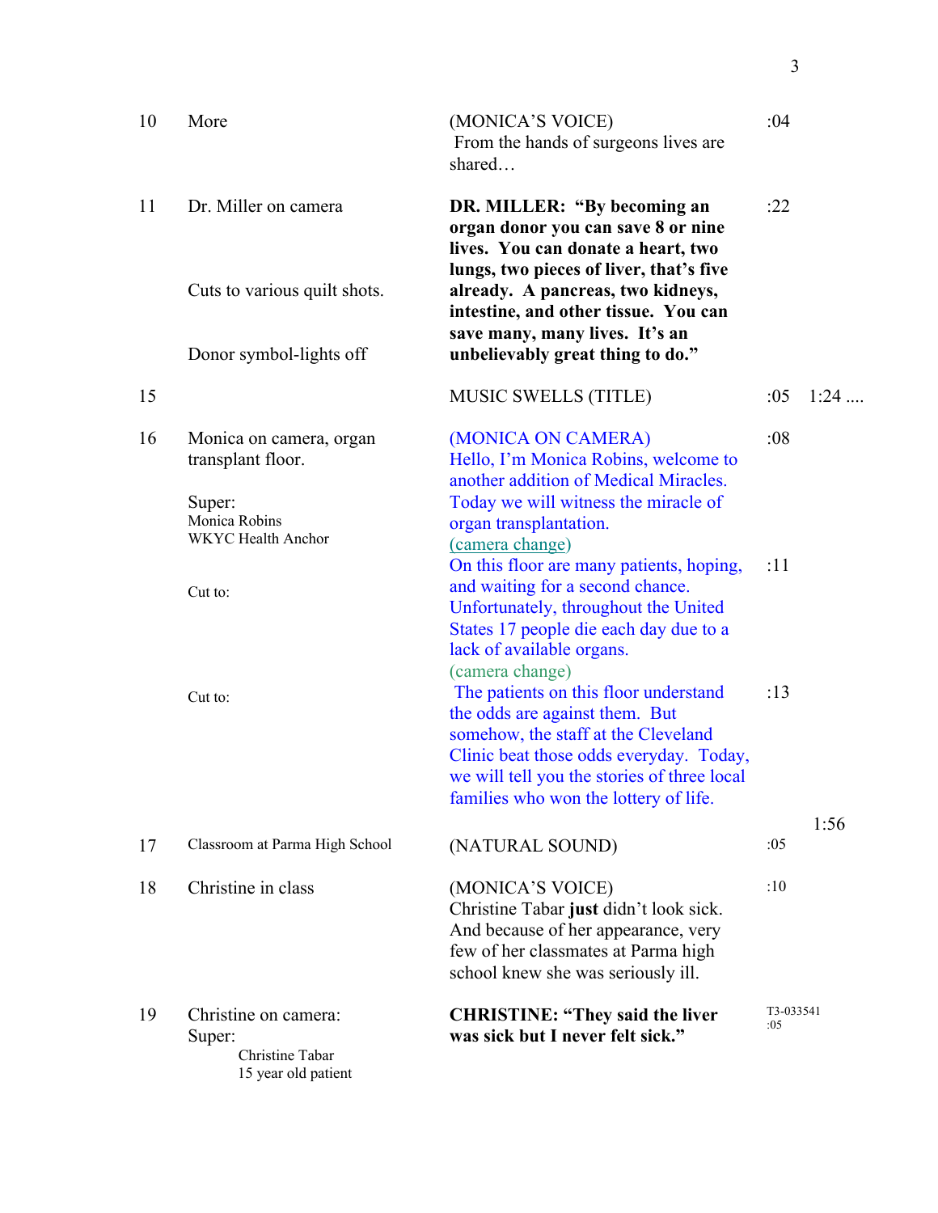| | | | | |
|---|---|---|---|---|
| 10 | More | (MONICA'S VOICE)<br>From the hands of surgeons lives are shared… | :04 | |
| 11 | Dr. Miller on camera<br><br>Cuts to various quilt shots.<br><br>Donor symbol-lights off | **DR. MILLER: "By becoming an organ donor you can save 8 or nine lives. You can donate a heart, two lungs, two pieces of liver, that's five already. A pancreas, two kidneys, intestine, and other tissue. You can save many, many lives. It's an unbelievably great thing to do."** | :22 | |
| 15 | | MUSIC SWELLS (TITLE) | :05 | 1:24 .... |
| 16 | Monica on camera, organ transplant floor.<br><br>Super:<br>Monica Robins<br>WKYC Health Anchor | (MONICA ON CAMERA)<br>Hello, I'm Monica Robins, welcome to another addition of Medical Miracles. Today we will witness the miracle of organ transplantation.<br>(camera change) | :08 | |
| | Cut to: | On this floor are many patients, hoping, and waiting for a second chance. Unfortunately, throughout the United States 17 people die each day due to a lack of available organs.<br>(camera change) | :11 | |
| | Cut to: | The patients on this floor understand the odds are against them. But somehow, the staff at the Cleveland Clinic beat those odds everyday. Today, we will tell you the stories of three local families who won the lottery of life. | :13 | |
| | | | | 1:56 |
| 17 | Classroom at Parma High School | (NATURAL SOUND) | :05 | |
| 18 | Christine in class | (MONICA'S VOICE)<br>Christine Tabar **just** didn't look sick. And because of her appearance, very few of her classmates at Parma high school knew she was seriously ill. | :10 | |
| 19 | Christine on camera:<br>Super:<br>Christine Tabar<br>15 year old patient | **CHRISTINE: "They said the liver was sick but I never felt sick."** | T3-033541<br>:05 | |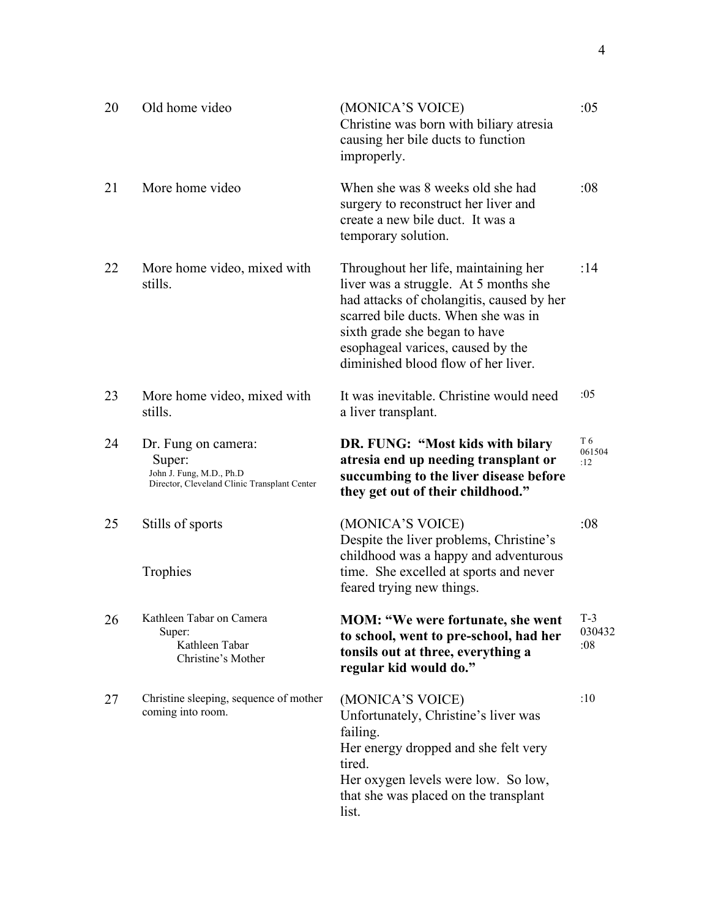| | | | |
|---|---|---|---|
| 20 | Old home video | (MONICA'S VOICE)<br>Christine was born with biliary atresia causing her bile ducts to function improperly. | :05 |
| 21 | More home video | When she was 8 weeks old she had surgery to reconstruct her liver and create a new bile duct. It was a temporary solution. | :08 |
| 22 | More home video, mixed with stills. | Throughout her life, maintaining her liver was a struggle. At 5 months she had attacks of cholangitis, caused by her scarred bile ducts. When she was in sixth grade she began to have esophageal varices, caused by the diminished blood flow of her liver. | :14 |
| 23 | More home video, mixed with stills. | It was inevitable. Christine would need a liver transplant. | :05 |
| 24 | Dr. Fung on camera:<br>Super:<br>John J. Fung, M.D., Ph.D<br>Director, Cleveland Clinic Transplant Center | **DR. FUNG: "Most kids with bilary atresia end up needing transplant or succumbing to the liver disease before they get out of their childhood."** | T 6<br>061504<br>:12 |
| 25 | Stills of sports<br><br>Trophies | (MONICA'S VOICE)<br>Despite the liver problems, Christine's childhood was a happy and adventurous time. She excelled at sports and never feared trying new things. | :08 |
| 26 | Kathleen Tabar on Camera<br>Super:<br>Kathleen Tabar<br>Christine's Mother | **MOM: "We were fortunate, she went to school, went to pre-school, had her tonsils out at three, everything a regular kid would do."** | T-3<br>030432<br>:08 |
| 27 | Christine sleeping, sequence of mother coming into room. | (MONICA'S VOICE)<br>Unfortunately, Christine's liver was failing.<br>Her energy dropped and she felt very tired.<br>Her oxygen levels were low. So low, that she was placed on the transplant list. | :10 |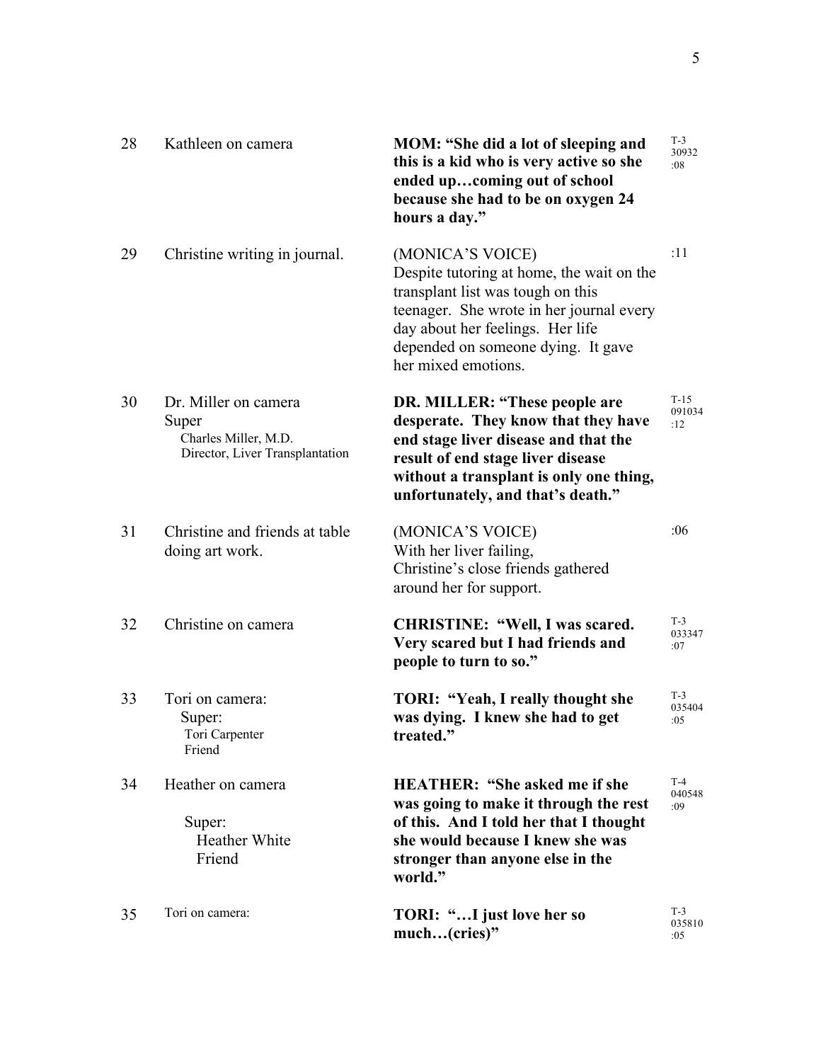| # | Video | Audio | Time |
|---|---|---|---|
| 28 | Kathleen on camera | **MOM: "She did a lot of sleeping and this is a kid who is very active so she ended up…coming out of school because she had to be on oxygen 24 hours a day."** | T-3 30932 :08 |
| 29 | Christine writing in journal. | (MONICA'S VOICE) Despite tutoring at home, the wait on the transplant list was tough on this teenager. She wrote in her journal every day about her feelings. Her life depended on someone dying. It gave her mixed emotions. | :11 |
| 30 | Dr. Miller on camera Super Charles Miller, M.D. Director, Liver Transplantation | **DR. MILLER: "These people are desperate. They know that they have end stage liver disease and that the result of end stage liver disease without a transplant is only one thing, unfortunately, and that's death."** | T-15 091034 :12 |
| 31 | Christine and friends at table doing art work. | (MONICA'S VOICE) With her liver failing, Christine's close friends gathered around her for support. | :06 |
| 32 | Christine on camera | **CHRISTINE: "Well, I was scared. Very scared but I had friends and people to turn to so."** | T-3 033347 :07 |
| 33 | Tori on camera: Super: Tori Carpenter Friend | **TORI: "Yeah, I really thought she was dying. I knew she had to get treated."** | T-3 035404 :05 |
| 34 | Heather on camera Super: Heather White Friend | **HEATHER: "She asked me if she was going to make it through the rest of this. And I told her that I thought she would because I knew she was stronger than anyone else in the world."** | T-4 040548 :09 |
| 35 | Tori on camera: | **TORI: "…I just love her so much…(cries)"** | T-3 035810 :05 |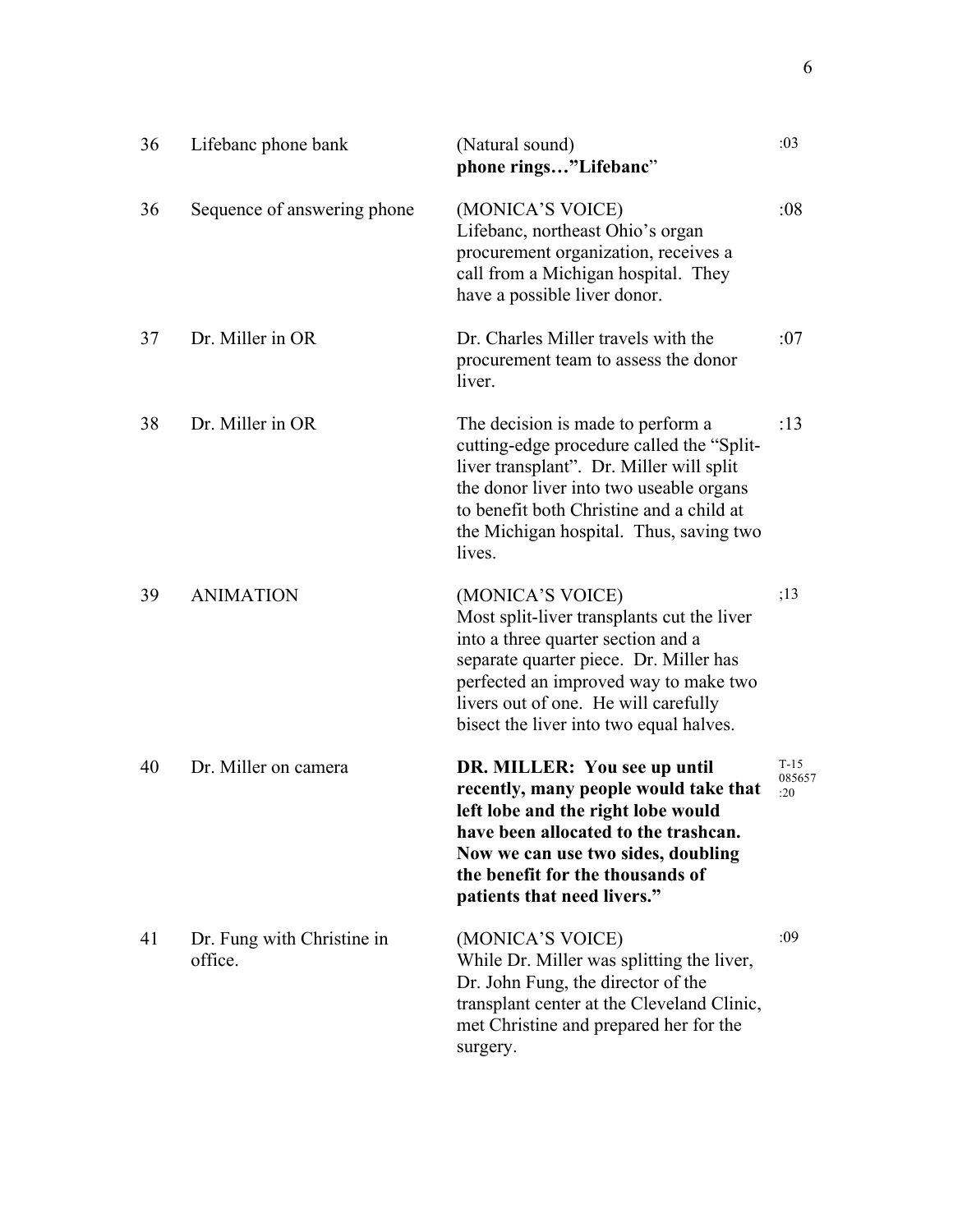| | | | |
|---|---|---|---|
| 36 | Lifebanc phone bank | (Natural sound)<br>**phone rings…"Lifebanc**" | :03 |
| 36 | Sequence of answering phone | (MONICA'S VOICE)<br>Lifebanc, northeast Ohio's organ procurement organization, receives a call from a Michigan hospital. They have a possible liver donor. | :08 |
| 37 | Dr. Miller in OR | Dr. Charles Miller travels with the procurement team to assess the donor liver. | :07 |
| 38 | Dr. Miller in OR | The decision is made to perform a cutting-edge procedure called the "Split-liver transplant". Dr. Miller will split the donor liver into two useable organs to benefit both Christine and a child at the Michigan hospital. Thus, saving two lives. | :13 |
| 39 | ANIMATION | (MONICA'S VOICE)<br>Most split-liver transplants cut the liver into a three quarter section and a separate quarter piece. Dr. Miller has perfected an improved way to make two livers out of one. He will carefully bisect the liver into two equal halves. | ;13 |
| 40 | Dr. Miller on camera | **DR. MILLER: You see up until recently, many people would take that left lobe and the right lobe would have been allocated to the trashcan. Now we can use two sides, doubling the benefit for the thousands of patients that need livers."** | T-15<br>085657<br>:20 |
| 41 | Dr. Fung with Christine in office. | (MONICA'S VOICE)<br>While Dr. Miller was splitting the liver, Dr. John Fung, the director of the transplant center at the Cleveland Clinic, met Christine and prepared her for the surgery. | :09 |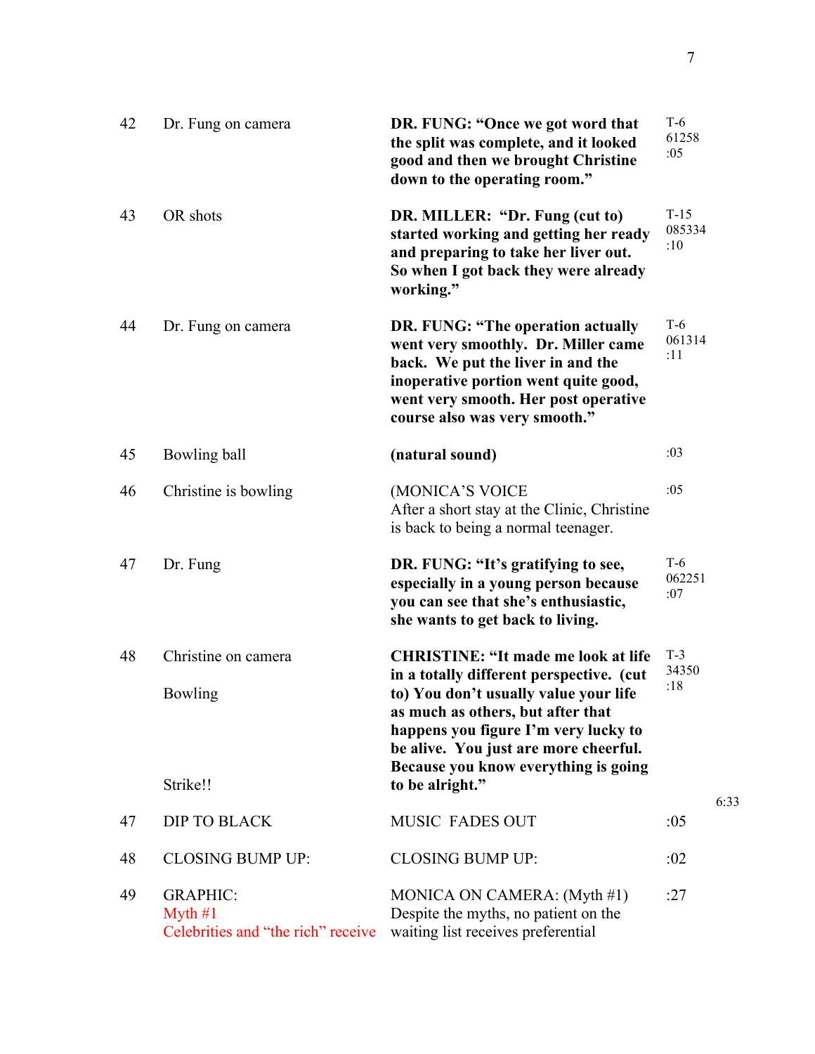| | | | |
|---|---|---|---|
| 42 | Dr. Fung on camera | **DR. FUNG: "Once we got word that the split was complete, and it looked good and then we brought Christine down to the operating room."** | T-6<br>61258<br>:05 |
| 43 | OR shots | **DR. MILLER: "Dr. Fung (cut to) started working and getting her ready and preparing to take her liver out. So when I got back they were already working."** | T-15<br>085334<br>:10 |
| 44 | Dr. Fung on camera | **DR. FUNG: "The operation actually went very smoothly. Dr. Miller came back. We put the liver in and the inoperative portion went quite good, went very smooth. Her post operative course also was very smooth."** | T-6<br>061314<br>:11 |
| 45 | Bowling ball | **(natural sound)** | :03 |
| 46 | Christine is bowling | (MONICA'S VOICE<br>After a short stay at the Clinic, Christine is back to being a normal teenager. | :05 |
| 47 | Dr. Fung | **DR. FUNG: "It's gratifying to see, especially in a young person because you can see that she's enthusiastic, she wants to get back to living.** | T-6<br>062251<br>:07 |
| 48 | Christine on camera<br><br>Bowling<br><br>Strike!! | **CHRISTINE: "It made me look at life in a totally different perspective. (cut to) You don't usually value your life as much as others, but after that happens you figure I'm very lucky to be alive. You just are more cheerful. Because you know everything is going to be alright."** | T-3<br>34350<br>:18 |
| | | | 6:33 |
| 47 | DIP TO BLACK | MUSIC FADES OUT | :05 |
| 48 | CLOSING BUMP UP: | CLOSING BUMP UP: | :02 |
| 49 | GRAPHIC:<br>Myth #1<br>Celebrities and "the rich" receive | MONICA ON CAMERA: (Myth #1)<br>Despite the myths, no patient on the waiting list receives preferential | :27 |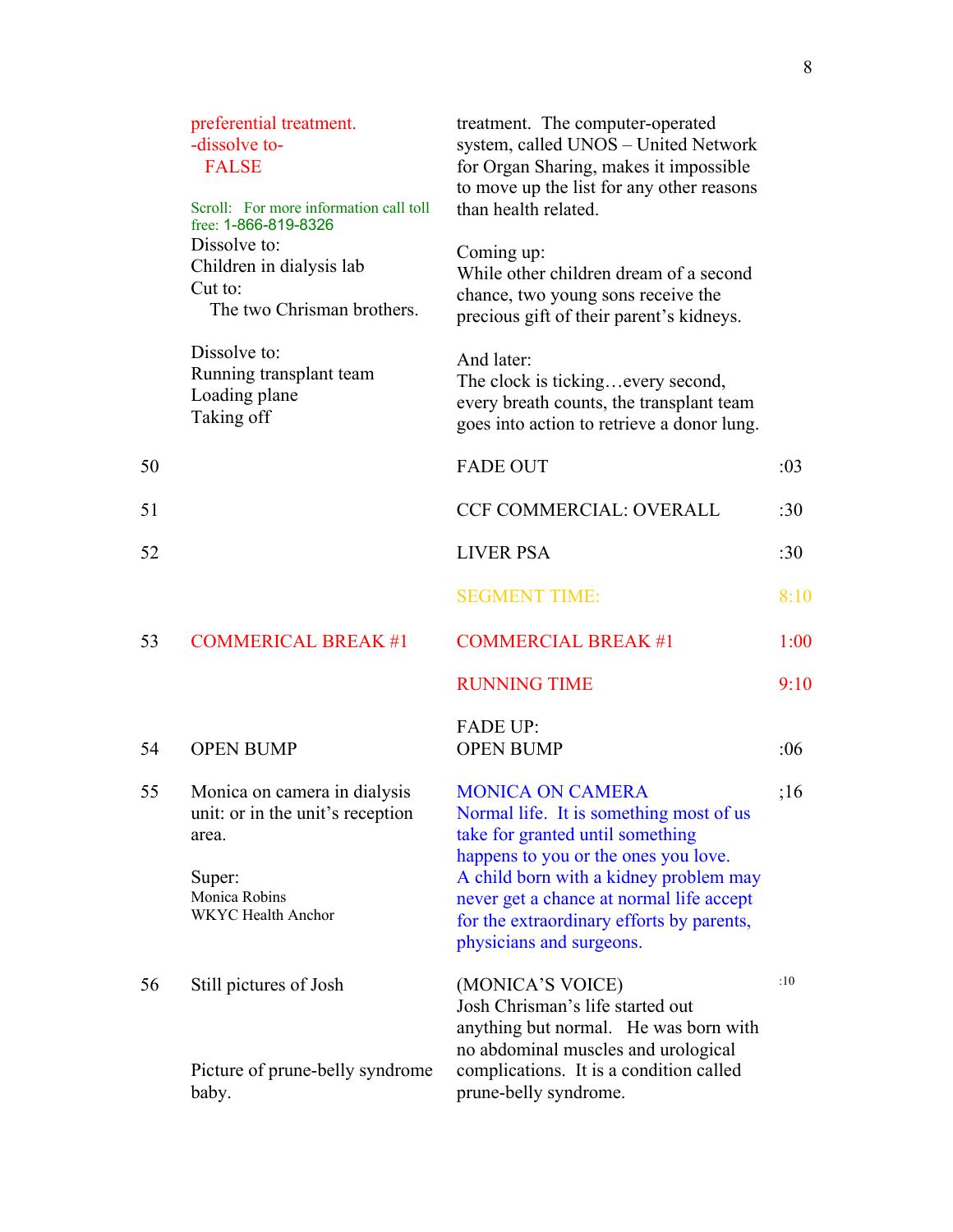| | | | |
|---|---|---|---|
| | preferential treatment.<br>-dissolve to-<br>FALSE<br><br>Scroll: For more information call toll free: 1-866-819-8326<br>Dissolve to:<br>Children in dialysis lab<br>Cut to:<br>The two Chrisman brothers.<br><br>Dissolve to:<br>Running transplant team<br>Loading plane<br>Taking off | treatment. The computer-operated system, called UNOS – United Network for Organ Sharing, makes it impossible to move up the list for any other reasons than health related.<br><br>Coming up:<br>While other children dream of a second chance, two young sons receive the precious gift of their parent's kidneys.<br><br>And later:<br>The clock is ticking…every second, every breath counts, the transplant team goes into action to retrieve a donor lung. | |
| 50 | | FADE OUT | :03 |
| 51 | | CCF COMMERCIAL: OVERALL | :30 |
| 52 | | LIVER PSA | :30 |
| | | SEGMENT TIME: | 8:10 |
| 53 | COMMERICAL BREAK #1 | COMMERCIAL BREAK #1 | 1:00 |
| | | RUNNING TIME | 9:10 |
| 54 | OPEN BUMP | FADE UP:<br>OPEN BUMP | :06 |
| 55 | Monica on camera in dialysis unit: or in the unit's reception area.<br><br>Super:<br>Monica Robins<br>WKYC Health Anchor | MONICA ON CAMERA<br>Normal life. It is something most of us take for granted until something happens to you or the ones you love. A child born with a kidney problem may never get a chance at normal life accept for the extraordinary efforts by parents, physicians and surgeons. | ;16 |
| 56 | Still pictures of Josh<br><br><br>Picture of prune-belly syndrome baby. | (MONICA'S VOICE)<br>Josh Chrisman's life started out anything but normal. He was born with no abdominal muscles and urological complications. It is a condition called prune-belly syndrome. | :10 |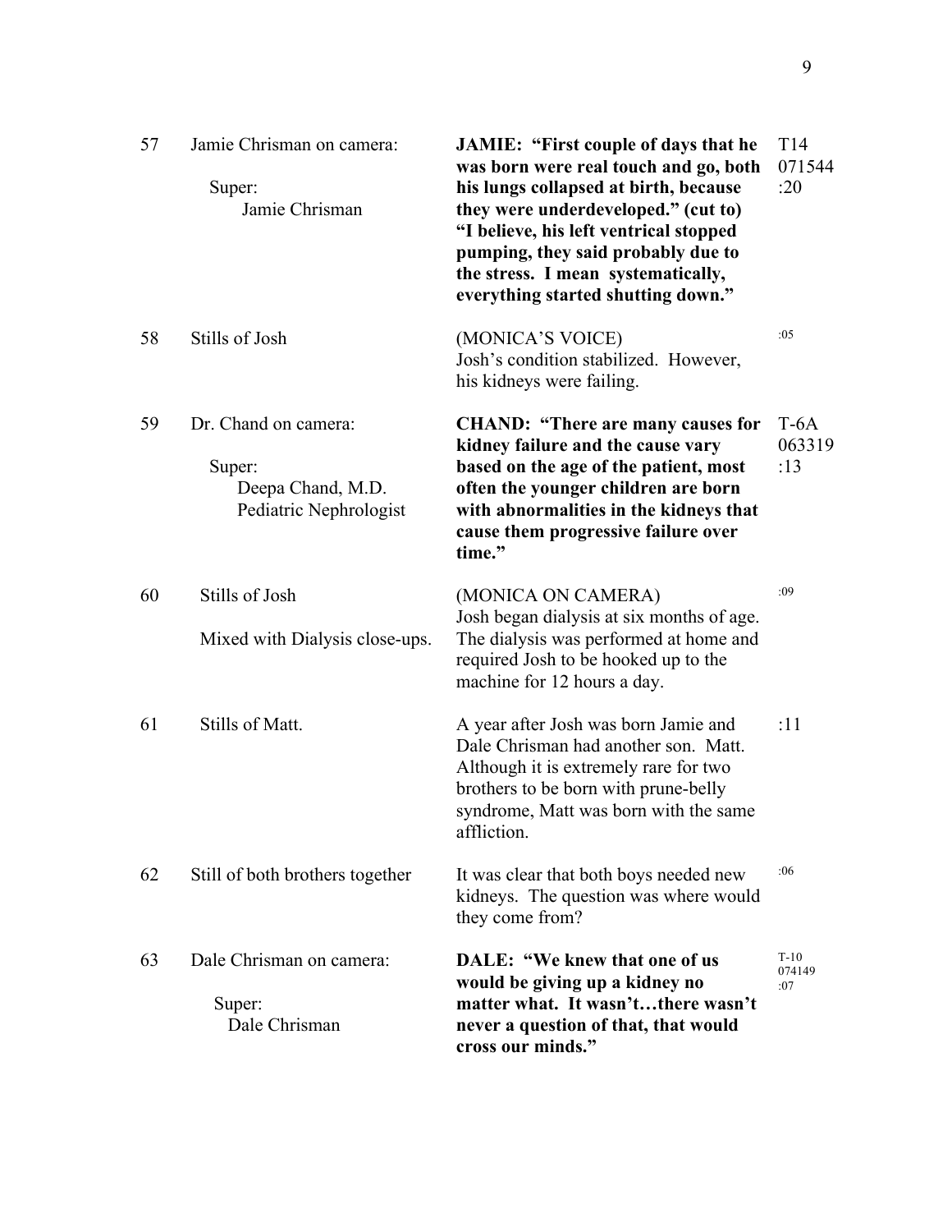| | | | |
|---|---|---|---|
| 57 | Jamie Chrisman on camera:<br><br>Super:<br>Jamie Chrisman | **JAMIE: "First couple of days that he was born were real touch and go, both his lungs collapsed at birth, because they were underdeveloped." (cut to) "I believe, his left ventrical stopped pumping, they said probably due to the stress. I mean systematically, everything started shutting down."** | T14<br>071544<br>:20 |
| 58 | Stills of Josh | (MONICA'S VOICE)<br>Josh's condition stabilized. However, his kidneys were failing. | :05 |
| 59 | Dr. Chand on camera:<br><br>Super:<br>Deepa Chand, M.D.<br>Pediatric Nephrologist | **CHAND: "There are many causes for kidney failure and the cause vary based on the age of the patient, most often the younger children are born with abnormalities in the kidneys that cause them progressive failure over time."** | T-6A<br>063319<br>:13 |
| 60 | Stills of Josh<br><br>Mixed with Dialysis close-ups. | (MONICA ON CAMERA)<br>Josh began dialysis at six months of age. The dialysis was performed at home and required Josh to be hooked up to the machine for 12 hours a day. | :09 |
| 61 | Stills of Matt. | A year after Josh was born Jamie and Dale Chrisman had another son. Matt. Although it is extremely rare for two brothers to be born with prune-belly syndrome, Matt was born with the same affliction. | :11 |
| 62 | Still of both brothers together | It was clear that both boys needed new kidneys. The question was where would they come from? | :06 |
| 63 | Dale Chrisman on camera:<br><br>Super:<br>Dale Chrisman | **DALE: "We knew that one of us would be giving up a kidney no matter what. It wasn't…there wasn't never a question of that, that would cross our minds."** | T-10<br>074149<br>:07 |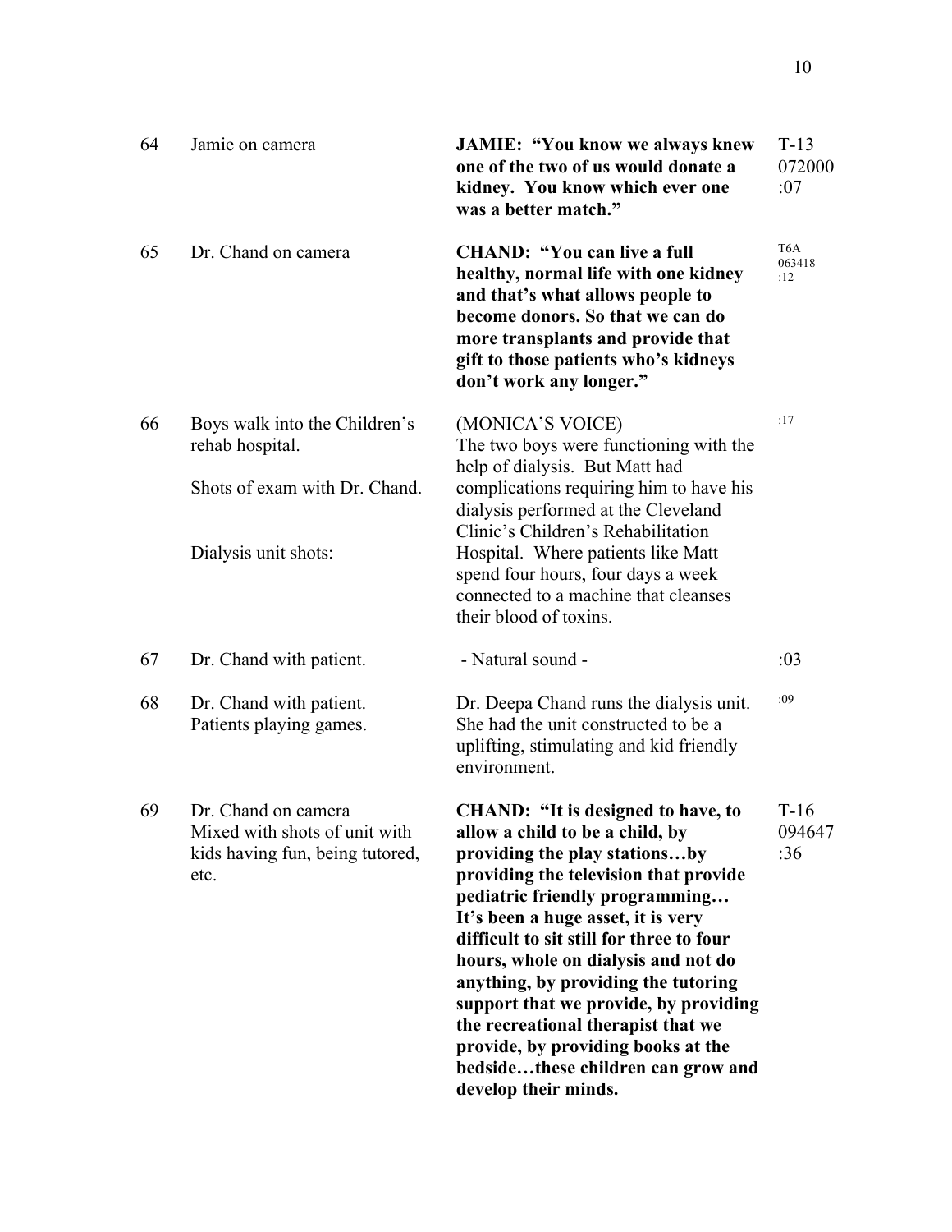| | | | |
|---|---|---|---|
| 64 | Jamie on camera | **JAMIE: "You know we always knew one of the two of us would donate a kidney. You know which ever one was a better match."** | T-13 072000 :07 |
| 65 | Dr. Chand on camera | **CHAND: "You can live a full healthy, normal life with one kidney and that's what allows people to become donors. So that we can do more transplants and provide that gift to those patients who's kidneys don't work any longer."** | T6A 063418 :12 |
| 66 | Boys walk into the Children's rehab hospital.<br><br>Shots of exam with Dr. Chand.<br><br>Dialysis unit shots: | (MONICA'S VOICE)<br>The two boys were functioning with the help of dialysis. But Matt had complications requiring him to have his dialysis performed at the Cleveland Clinic's Children's Rehabilitation Hospital. Where patients like Matt spend four hours, four days a week connected to a machine that cleanses their blood of toxins. | :17 |
| 67 | Dr. Chand with patient. | - Natural sound - | :03 |
| 68 | Dr. Chand with patient.<br>Patients playing games. | Dr. Deepa Chand runs the dialysis unit. She had the unit constructed to be a uplifting, stimulating and kid friendly environment. | :09 |
| 69 | Dr. Chand on camera<br>Mixed with shots of unit with kids having fun, being tutored, etc. | **CHAND: "It is designed to have, to allow a child to be a child, by providing the play stations…by providing the television that provide pediatric friendly programming… It's been a huge asset, it is very difficult to sit still for three to four hours, whole on dialysis and not do anything, by providing the tutoring support that we provide, by providing the recreational therapist that we provide, by providing books at the bedside…these children can grow and develop their minds.** | T-16 094647 :36 |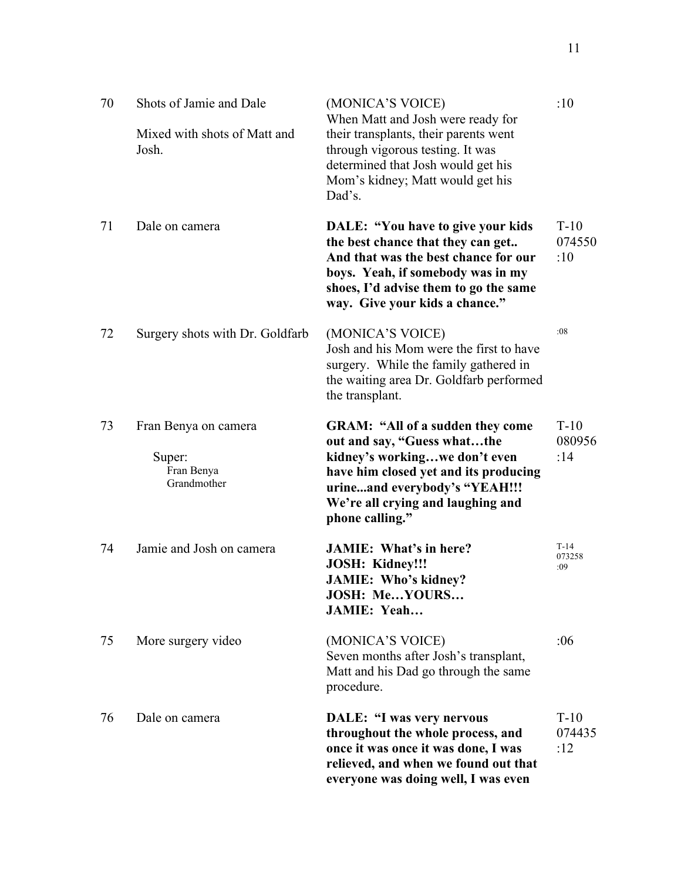| | | | |
|---|---|---|---|
| 70 | Shots of Jamie and Dale<br><br>Mixed with shots of Matt and Josh. | (MONICA'S VOICE)<br>When Matt and Josh were ready for their transplants, their parents went through vigorous testing. It was determined that Josh would get his Mom's kidney; Matt would get his Dad's. | :10 |
| 71 | Dale on camera | **DALE: "You have to give your kids the best chance that they can get.. And that was the best chance for our boys. Yeah, if somebody was in my shoes, I'd advise them to go the same way. Give your kids a chance."** | T-10<br>074550<br>:10 |
| 72 | Surgery shots with Dr. Goldfarb | (MONICA'S VOICE)<br>Josh and his Mom were the first to have surgery. While the family gathered in the waiting area Dr. Goldfarb performed the transplant. | :08 |
| 73 | Fran Benya on camera<br><br>Super:<br>Fran Benya<br>Grandmother | **GRAM: "All of a sudden they come out and say, "Guess what…the kidney's working…we don't even have him closed yet and its producing urine...and everybody's "YEAH!!! We're all crying and laughing and phone calling."** | T-10<br>080956<br>:14 |
| 74 | Jamie and Josh on camera | **JAMIE: What's in here?**<br>**JOSH: Kidney!!!**<br>**JAMIE: Who's kidney?**<br>**JOSH: Me…YOURS…**<br>**JAMIE: Yeah…** | T-14<br>073258<br>:09 |
| 75 | More surgery video | (MONICA'S VOICE)<br>Seven months after Josh's transplant, Matt and his Dad go through the same procedure. | :06 |
| 76 | Dale on camera | **DALE: "I was very nervous throughout the whole process, and once it was once it was done, I was relieved, and when we found out that everyone was doing well, I was even** | T-10<br>074435<br>:12 |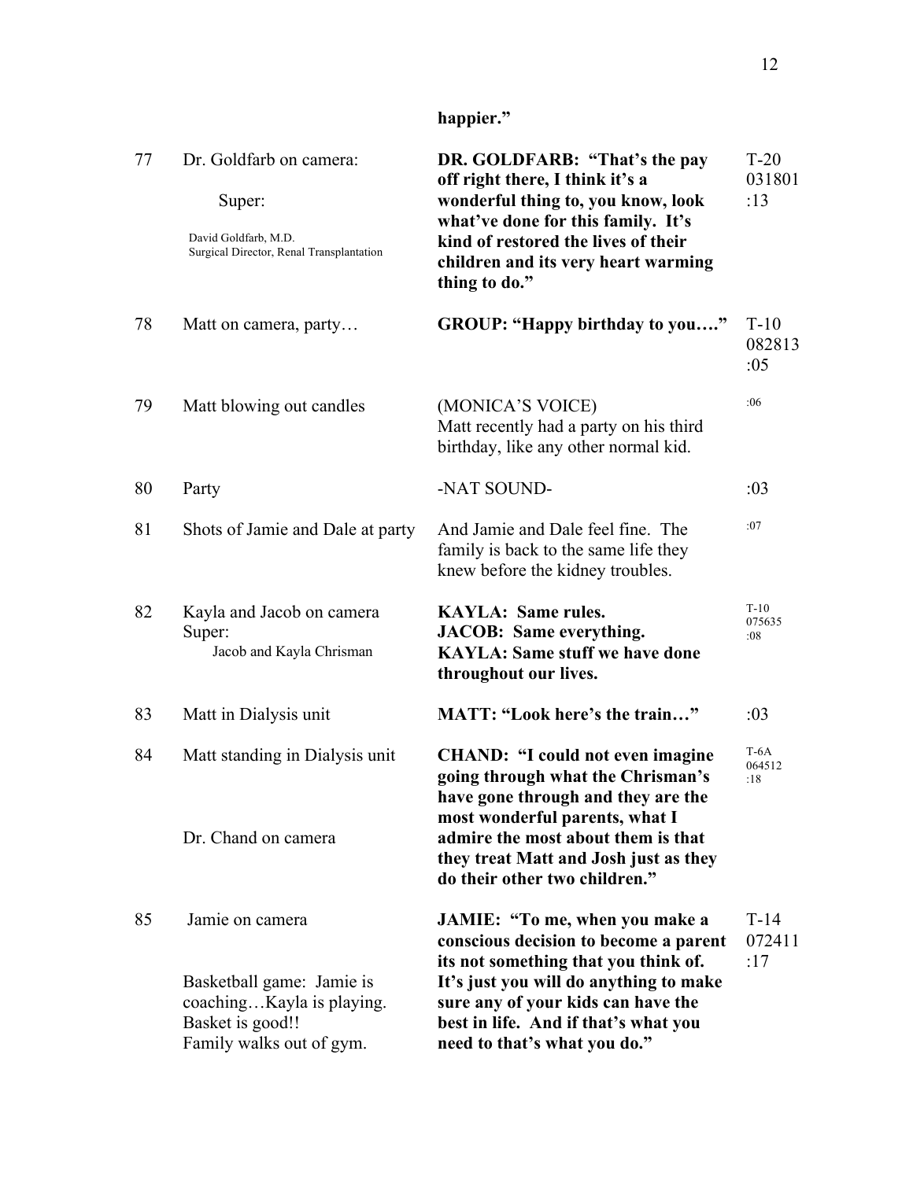**happier."**

| | | | |
|---|---|---|---|
| 77 | Dr. Goldfarb on camera:<br><br>Super:<br><br>David Goldfarb, M.D.<br>Surgical Director, Renal Transplantation | **DR. GOLDFARB: "That's the pay off right there, I think it's a wonderful thing to, you know, look what've done for this family. It's kind of restored the lives of their children and its very heart warming thing to do."** | T-20<br>031801<br>:13 |
| 78 | Matt on camera, party… | **GROUP: "Happy birthday to you…."** | T-10<br>082813<br>:05 |
| 79 | Matt blowing out candles | (MONICA'S VOICE)<br>Matt recently had a party on his third birthday, like any other normal kid. | :06 |
| 80 | Party | -NAT SOUND- | :03 |
| 81 | Shots of Jamie and Dale at party | And Jamie and Dale feel fine. The family is back to the same life they knew before the kidney troubles. | :07 |
| 82 | Kayla and Jacob on camera<br>Super:<br>Jacob and Kayla Chrisman | **KAYLA: Same rules.**<br>**JACOB: Same everything.**<br>**KAYLA: Same stuff we have done throughout our lives.** | T-10<br>075635<br>:08 |
| 83 | Matt in Dialysis unit | **MATT: "Look here's the train…"** | :03 |
| 84 | Matt standing in Dialysis unit<br><br>Dr. Chand on camera | **CHAND: "I could not even imagine going through what the Chrisman's have gone through and they are the most wonderful parents, what I admire the most about them is that they treat Matt and Josh just as they do their other two children."** | T-6A<br>064512<br>:18 |
| 85 | Jamie on camera<br><br>Basketball game: Jamie is coaching…Kayla is playing.<br>Basket is good!!<br>Family walks out of gym. | **JAMIE: "To me, when you make a conscious decision to become a parent its not something that you think of. It's just you will do anything to make sure any of your kids can have the best in life. And if that's what you need to that's what you do."** | T-14<br>072411<br>:17 |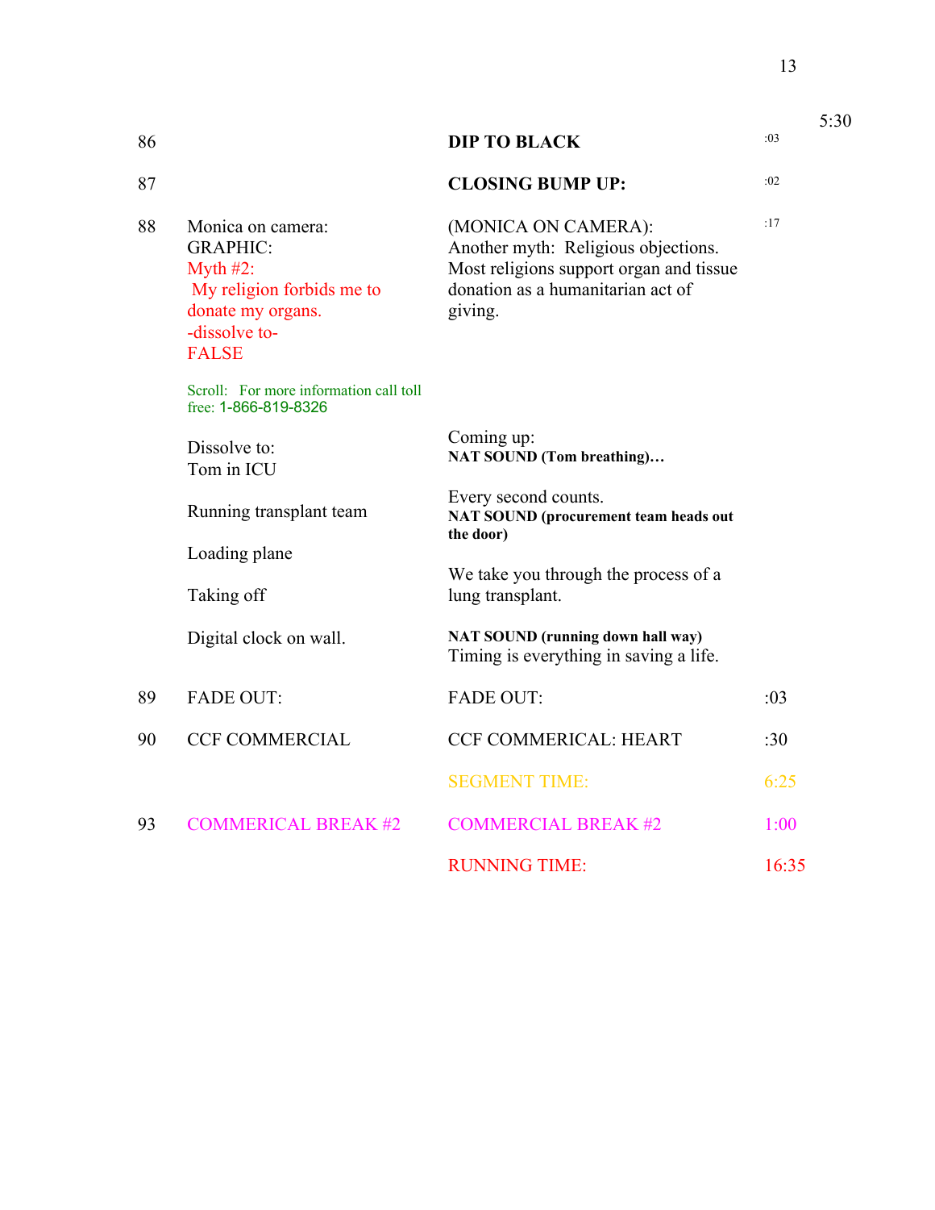5:30

| | | | |
|---|---|---|---|
| 86 | | **DIP TO BLACK** | :03 |
| 87 | | **CLOSING BUMP UP:** | :02 |
| 88 | Monica on camera:<br>GRAPHIC:<br>Myth #2:<br>My religion forbids me to donate my organs.<br>-dissolve to-<br>FALSE<br><br>Scroll: For more information call toll free: 1-866-819-8326 | (MONICA ON CAMERA):<br>Another myth: Religious objections. Most religions support organ and tissue donation as a humanitarian act of giving. | :17 |
| | Dissolve to:<br>Tom in ICU | Coming up:<br>**NAT SOUND (Tom breathing)…** | |
| | Running transplant team | Every second counts.<br>**NAT SOUND (procurement team heads out the door)** | |
| | Loading plane<br><br>Taking off | We take you through the process of a lung transplant. | |
| | Digital clock on wall. | **NAT SOUND (running down hall way)**<br>Timing is everything in saving a life. | |
| 89 | FADE OUT: | FADE OUT: | :03 |
| 90 | CCF COMMERCIAL | CCF COMMERICAL: HEART | :30 |
| | | SEGMENT TIME: | 6:25 |
| 93 | COMMERICAL BREAK #2 | COMMERCIAL BREAK #2 | 1:00 |
| | | RUNNING TIME: | 16:35 |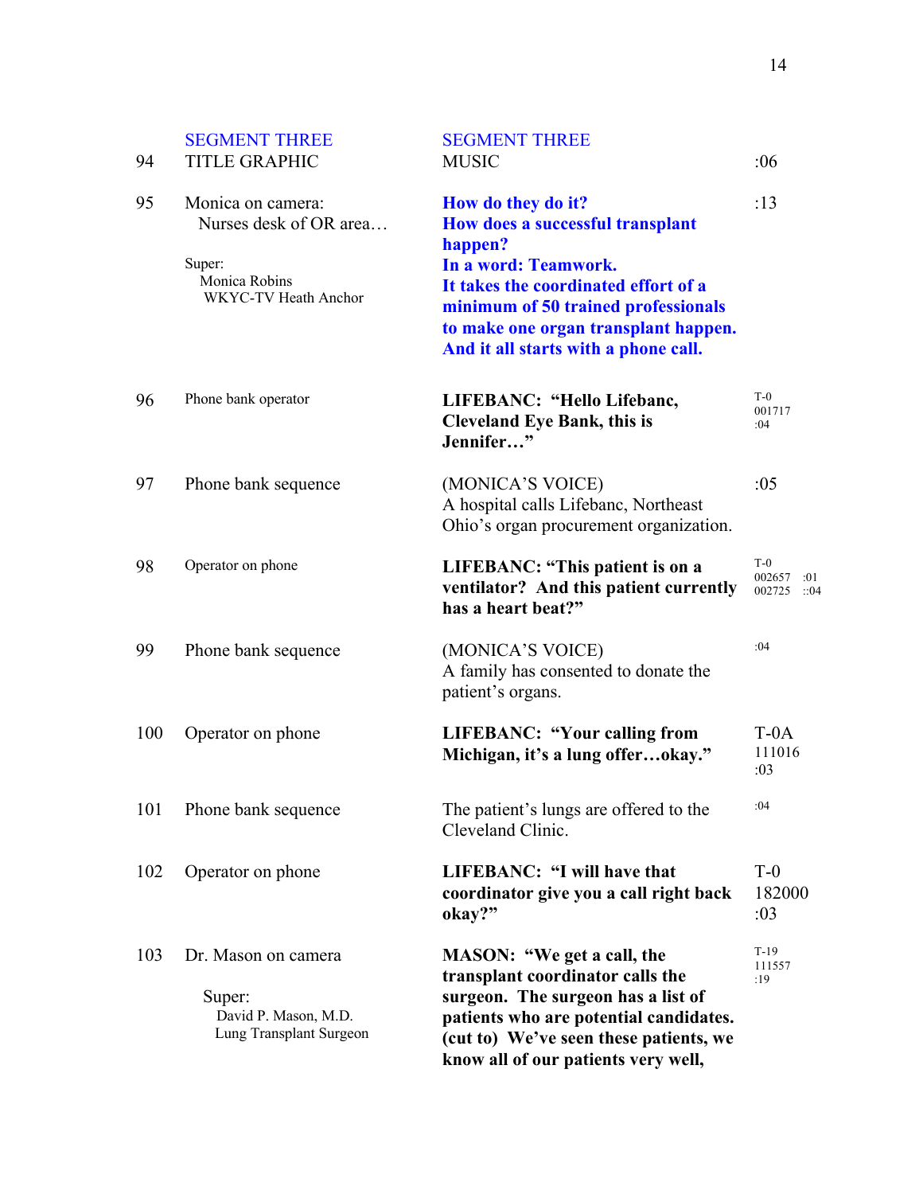| | SEGMENT THREE | SEGMENT THREE | |
|---|---|---|---|
| 94 | TITLE GRAPHIC | MUSIC | :06 |
| 95 | Monica on camera: Nurses desk of OR area… <br><br> Super: Monica Robins WKYC-TV Heath Anchor | **How do they do it? How does a successful transplant happen? In a word: Teamwork. It takes the coordinated effort of a minimum of 50 trained professionals to make one organ transplant happen. And it all starts with a phone call.** | :13 |
| 96 | Phone bank operator | **LIFEBANC: "Hello Lifebanc, Cleveland Eye Bank, this is Jennifer…"** | T-0 001717 :04 |
| 97 | Phone bank sequence | (MONICA'S VOICE) A hospital calls Lifebanc, Northeast Ohio's organ procurement organization. | :05 |
| 98 | Operator on phone | **LIFEBANC: "This patient is on a ventilator? And this patient currently has a heart beat?"** | T-0 002657 :01 002725 ::04 |
| 99 | Phone bank sequence | (MONICA'S VOICE) A family has consented to donate the patient's organs. | :04 |
| 100 | Operator on phone | **LIFEBANC: "Your calling from Michigan, it's a lung offer…okay."** | T-0A 111016 :03 |
| 101 | Phone bank sequence | The patient's lungs are offered to the Cleveland Clinic. | :04 |
| 102 | Operator on phone | **LIFEBANC: "I will have that coordinator give you a call right back okay?"** | T-0 182000 :03 |
| 103 | Dr. Mason on camera <br><br> Super: David P. Mason, M.D. Lung Transplant Surgeon | **MASON: "We get a call, the transplant coordinator calls the surgeon. The surgeon has a list of patients who are potential candidates. (cut to) We've seen these patients, we know all of our patients very well,** | T-19 111557 :19 |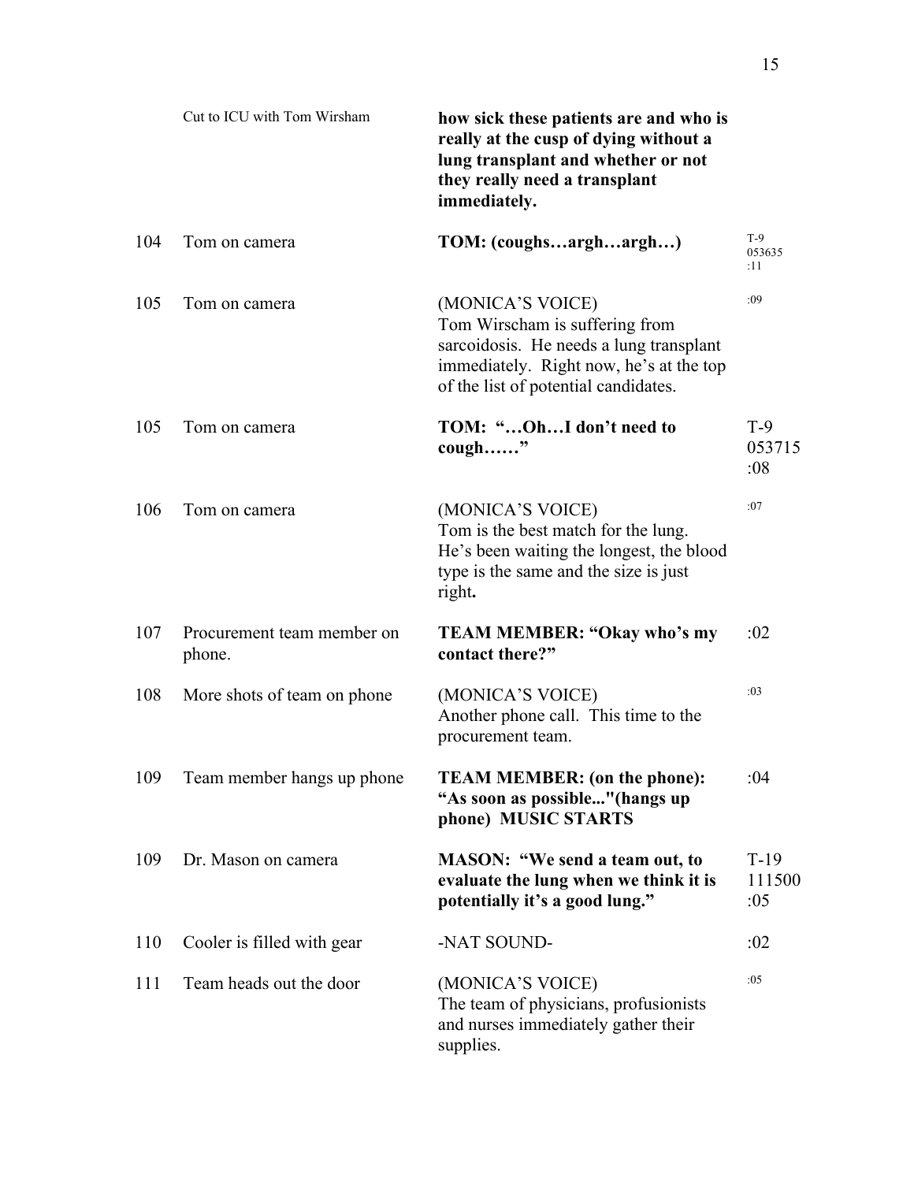| | | | |
|---|---|---|---|
| | Cut to ICU with Tom Wirsham | **how sick these patients are and who is really at the cusp of dying without a lung transplant and whether or not they really need a transplant immediately.** | |
| 104 | Tom on camera | **TOM: (coughs…argh…argh…)** | T-9 053635 :11 |
| 105 | Tom on camera | (MONICA'S VOICE) Tom Wirscham is suffering from sarcoidosis. He needs a lung transplant immediately. Right now, he's at the top of the list of potential candidates. | :09 |
| 105 | Tom on camera | **TOM: "…Oh…I don't need to cough……"** | T-9 053715 :08 |
| 106 | Tom on camera | (MONICA'S VOICE) Tom is the best match for the lung. He's been waiting the longest, the blood type is the same and the size is just right**.** | :07 |
| 107 | Procurement team member on phone. | **TEAM MEMBER: "Okay who's my contact there?"** | :02 |
| 108 | More shots of team on phone | (MONICA'S VOICE) Another phone call. This time to the procurement team. | :03 |
| 109 | Team member hangs up phone | **TEAM MEMBER: (on the phone): "As soon as possible..."(hangs up phone) MUSIC STARTS** | :04 |
| 109 | Dr. Mason on camera | **MASON: "We send a team out, to evaluate the lung when we think it is potentially it's a good lung."** | T-19 111500 :05 |
| 110 | Cooler is filled with gear | -NAT SOUND- | :02 |
| 111 | Team heads out the door | (MONICA'S VOICE) The team of physicians, profusionists and nurses immediately gather their supplies. | :05 |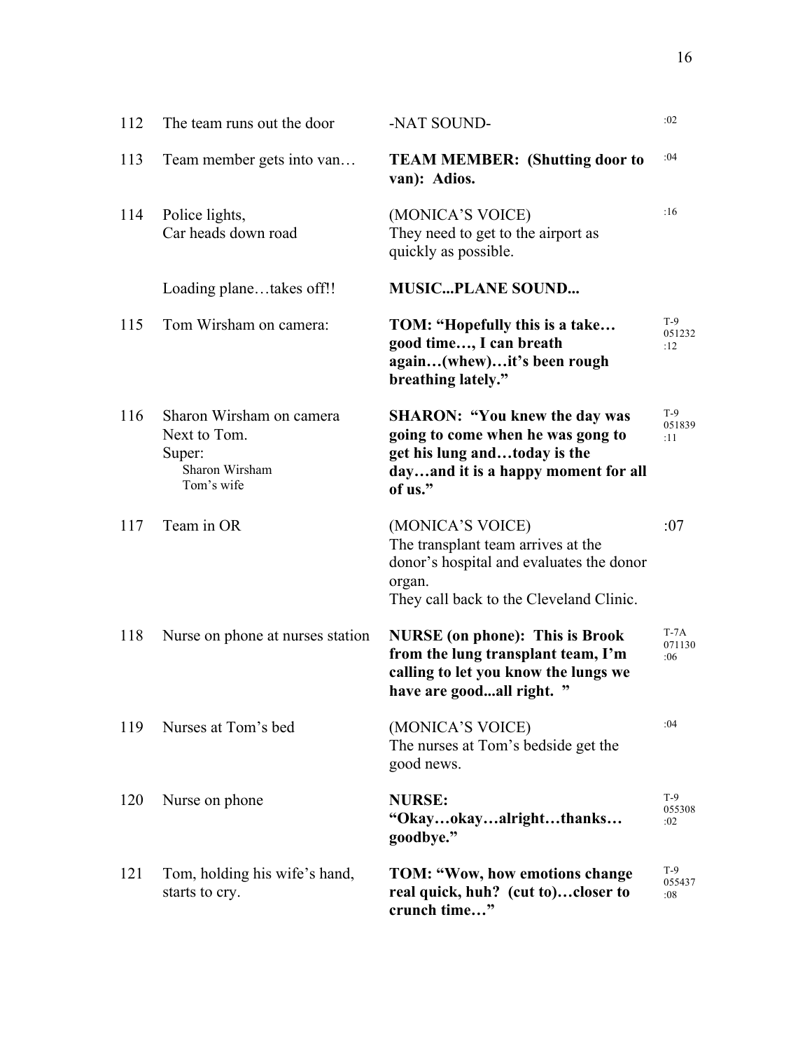| | | | |
|---|---|---|---|
| 112 | The team runs out the door | -NAT SOUND- | :02 |
| 113 | Team member gets into van… | **TEAM MEMBER: (Shutting door to van): Adios.** | :04 |
| 114 | Police lights,<br>Car heads down road | (MONICA'S VOICE)<br>They need to get to the airport as quickly as possible. | :16 |
| | Loading plane…takes off!! | **MUSIC...PLANE SOUND...** | |
| 115 | Tom Wirsham on camera: | **TOM: "Hopefully this is a take… good time…, I can breath again…(whew)…it's been rough breathing lately."** | T-9<br>051232<br>:12 |
| 116 | Sharon Wirsham on camera<br>Next to Tom.<br>Super:<br>Sharon Wirsham<br>Tom's wife | **SHARON: "You knew the day was going to come when he was gong to get his lung and…today is the day…and it is a happy moment for all of us."** | T-9<br>051839<br>:11 |
| 117 | Team in OR | (MONICA'S VOICE)<br>The transplant team arrives at the donor's hospital and evaluates the donor organ.<br>They call back to the Cleveland Clinic. | :07 |
| 118 | Nurse on phone at nurses station | **NURSE (on phone): This is Brook from the lung transplant team, I'm calling to let you know the lungs we have are good...all right. "** | T-7A<br>071130<br>:06 |
| 119 | Nurses at Tom's bed | (MONICA'S VOICE)<br>The nurses at Tom's bedside get the good news. | :04 |
| 120 | Nurse on phone | **NURSE: "Okay…okay…alright…thanks… goodbye."** | T-9<br>055308<br>:02 |
| 121 | Tom, holding his wife's hand, starts to cry. | **TOM: "Wow, how emotions change real quick, huh? (cut to)…closer to crunch time…"** | T-9<br>055437<br>:08 |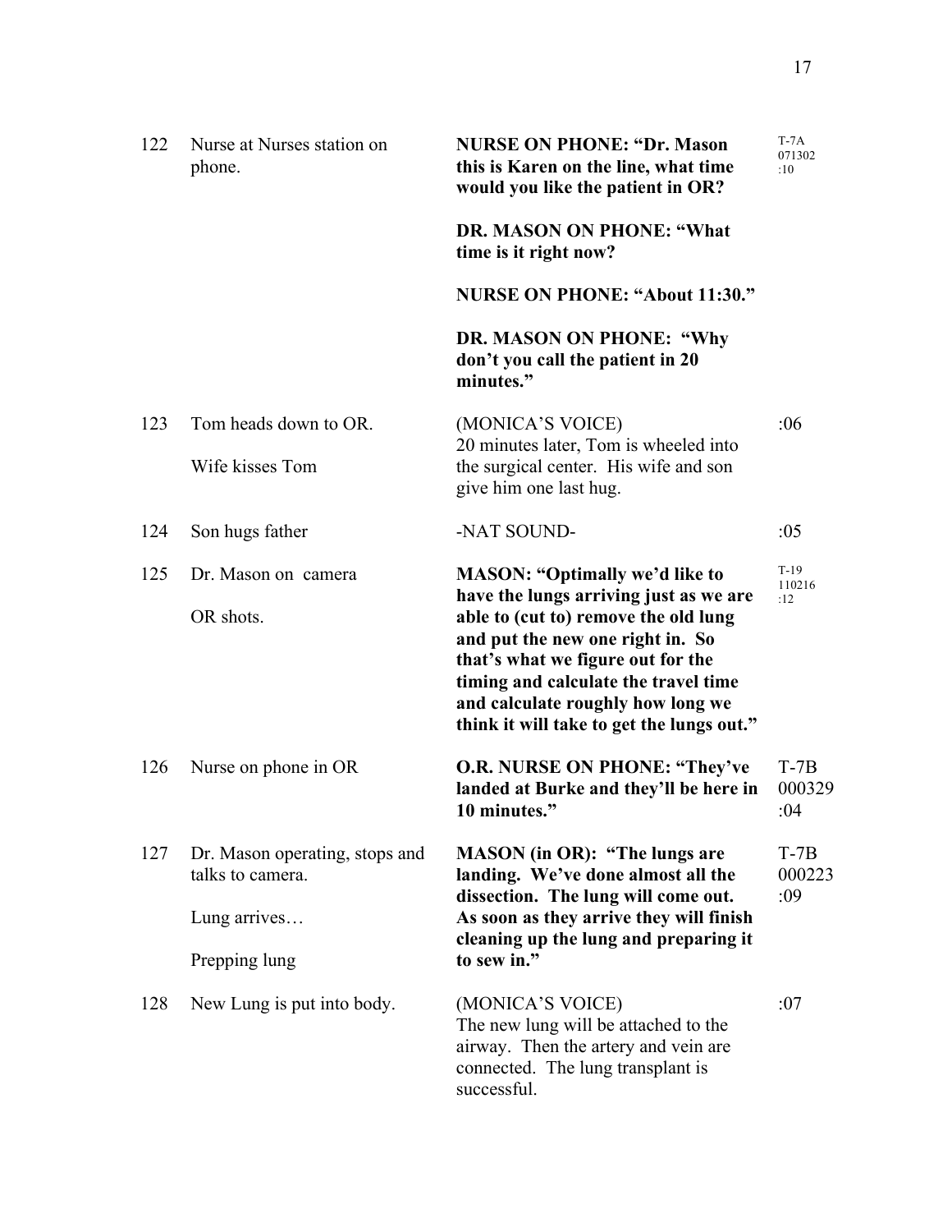| | | | |
|---|---|---|---|
| 122 | Nurse at Nurses station on phone. | **NURSE ON PHONE: "Dr. Mason this is Karen on the line, what time would you like the patient in OR?**<br><br>**DR. MASON ON PHONE: "What time is it right now?**<br><br>**NURSE ON PHONE: "About 11:30."**<br><br>**DR. MASON ON PHONE: "Why don't you call the patient in 20 minutes."** | T-7A 071302 :10 |
| 123 | Tom heads down to OR.<br><br>Wife kisses Tom | (MONICA'S VOICE)<br>20 minutes later, Tom is wheeled into the surgical center. His wife and son give him one last hug. | :06 |
| 124 | Son hugs father | -NAT SOUND- | :05 |
| 125 | Dr. Mason on camera<br><br>OR shots. | **MASON: "Optimally we'd like to have the lungs arriving just as we are able to (cut to) remove the old lung and put the new one right in. So that's what we figure out for the timing and calculate the travel time and calculate roughly how long we think it will take to get the lungs out."** | T-19 110216 :12 |
| 126 | Nurse on phone in OR | **O.R. NURSE ON PHONE: "They've landed at Burke and they'll be here in 10 minutes."** | T-7B 000329 :04 |
| 127 | Dr. Mason operating, stops and talks to camera.<br><br>Lung arrives…<br><br>Prepping lung | **MASON (in OR): "The lungs are landing. We've done almost all the dissection. The lung will come out. As soon as they arrive they will finish cleaning up the lung and preparing it to sew in."** | T-7B 000223 :09 |
| 128 | New Lung is put into body. | (MONICA'S VOICE)<br>The new lung will be attached to the airway. Then the artery and vein are connected. The lung transplant is successful. | :07 |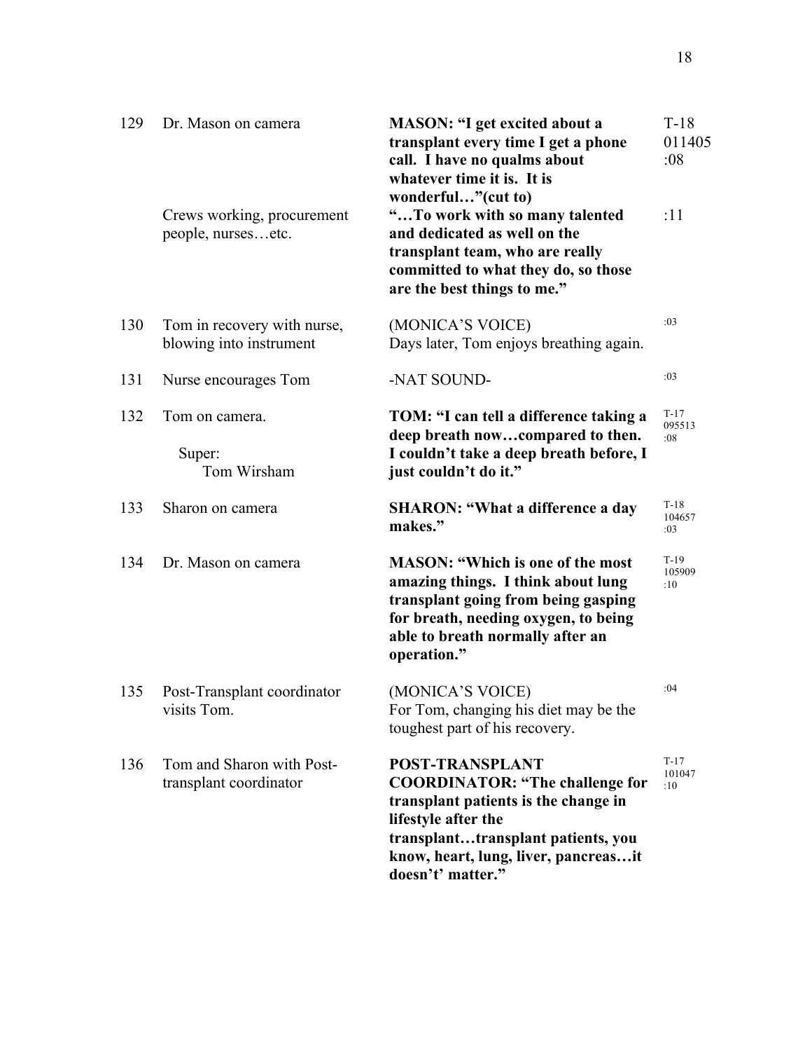| | | | |
|---|---|---|---|
| 129 | Dr. Mason on camera<br><br><br><br><br>Crews working, procurement people, nurses…etc. | **MASON: "I get excited about a transplant every time I get a phone call. I have no qualms about whatever time it is. It is wonderful…"(cut to)**<br>**"…To work with so many talented and dedicated as well on the transplant team, who are really committed to what they do, so those are the best things to me."** | T-18<br>011405<br>:08<br><br><br>:11 |
| 130 | Tom in recovery with nurse, blowing into instrument | (MONICA'S VOICE)<br>Days later, Tom enjoys breathing again. | :03 |
| 131 | Nurse encourages Tom | -NAT SOUND- | :03 |
| 132 | Tom on camera.<br><br>Super:<br>Tom Wirsham | **TOM: "I can tell a difference taking a deep breath now…compared to then. I couldn't take a deep breath before, I just couldn't do it."** | T-17<br>095513<br>:08 |
| 133 | Sharon on camera | **SHARON: "What a difference a day makes."** | T-18<br>104657<br>:03 |
| 134 | Dr. Mason on camera | **MASON: "Which is one of the most amazing things. I think about lung transplant going from being gasping for breath, needing oxygen, to being able to breath normally after an operation."** | T-19<br>105909<br>:10 |
| 135 | Post-Transplant coordinator visits Tom. | (MONICA'S VOICE)<br>For Tom, changing his diet may be the toughest part of his recovery. | :04 |
| 136 | Tom and Sharon with Post-transplant coordinator | **POST-TRANSPLANT COORDINATOR: "The challenge for transplant patients is the change in lifestyle after the transplant…transplant patients, you know, heart, lung, liver, pancreas…it doesn't' matter."** | T-17<br>101047<br>:10 |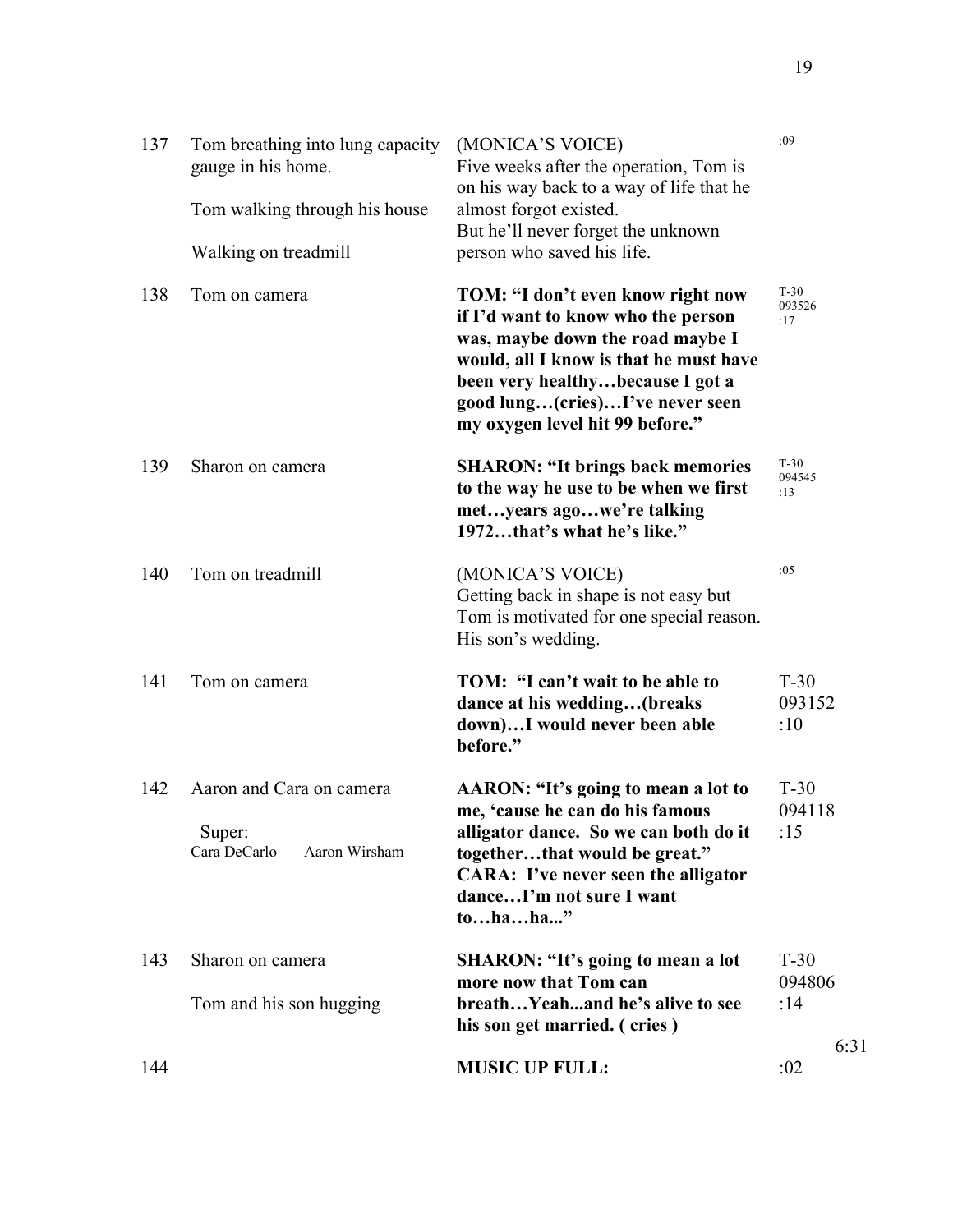| | | | |
|---|---|---|---|
| 137 | Tom breathing into lung capacity gauge in his home.<br><br>Tom walking through his house<br><br>Walking on treadmill | (MONICA'S VOICE)<br>Five weeks after the operation, Tom is on his way back to a way of life that he almost forgot existed.<br>But he'll never forget the unknown person who saved his life. | :09 |
| 138 | Tom on camera | **TOM: "I don't even know right now if I'd want to know who the person was, maybe down the road maybe I would, all I know is that he must have been very healthy…because I got a good lung…(cries)…I've never seen my oxygen level hit 99 before."** | T-30<br>093526<br>:17 |
| 139 | Sharon on camera | **SHARON: "It brings back memories to the way he use to be when we first met…years ago…we're talking 1972…that's what he's like."** | T-30<br>094545<br>:13 |
| 140 | Tom on treadmill | (MONICA'S VOICE)<br>Getting back in shape is not easy but Tom is motivated for one special reason. His son's wedding. | :05 |
| 141 | Tom on camera | **TOM: "I can't wait to be able to dance at his wedding…(breaks down)…I would never been able before."** | T-30<br>093152<br>:10 |
| 142 | Aaron and Cara on camera<br><br>Super:<br>Cara DeCarlo Aaron Wirsham | **AARON: "It's going to mean a lot to me, 'cause he can do his famous alligator dance. So we can both do it together…that would be great."<br>CARA: I've never seen the alligator dance…I'm not sure I want to…ha…ha..."** | T-30<br>094118<br>:15 |
| 143 | Sharon on camera<br><br>Tom and his son hugging | **SHARON: "It's going to mean a lot more now that Tom can breath…Yeah...and he's alive to see his son get married. ( cries )** | T-30<br>094806<br>:14<br><br>6:31 |
| 144 | | **MUSIC UP FULL:** | :02 |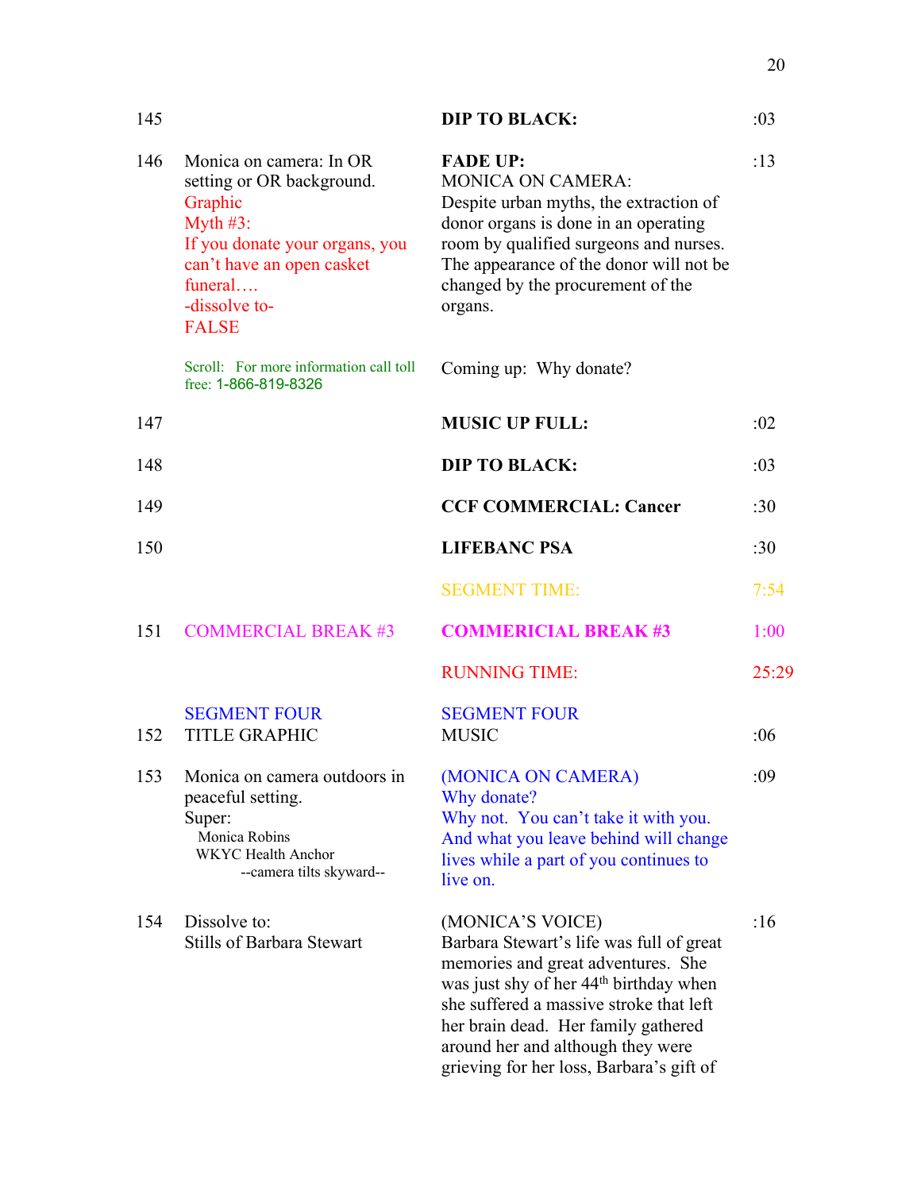| # | Video | Audio | Time |
|---|---|---|---|
| 145 | | **DIP TO BLACK:** | :03 |
| 146 | Monica on camera: In OR setting or OR background. Graphic Myth #3: If you donate your organs, you can't have an open casket funeral…. -dissolve to- FALSE | **FADE UP:** MONICA ON CAMERA: Despite urban myths, the extraction of donor organs is done in an operating room by qualified surgeons and nurses. The appearance of the donor will not be changed by the procurement of the organs. | :13 |
| | Scroll: For more information call toll free: 1-866-819-8326 | Coming up: Why donate? | |
| 147 | | **MUSIC UP FULL:** | :02 |
| 148 | | **DIP TO BLACK:** | :03 |
| 149 | | **CCF COMMERCIAL: Cancer** | :30 |
| 150 | | **LIFEBANC PSA** | :30 |
| | | SEGMENT TIME: | 7:54 |
| 151 | COMMERCIAL BREAK #3 | **COMMERICIAL BREAK #3** | 1:00 |
| | | RUNNING TIME: | 25:29 |
| | SEGMENT FOUR | SEGMENT FOUR | |
| 152 | TITLE GRAPHIC | MUSIC | :06 |
| 153 | Monica on camera outdoors in peaceful setting. Super: Monica Robins WKYC Health Anchor --camera tilts skyward-- | (MONICA ON CAMERA) Why donate? Why not. You can't take it with you. And what you leave behind will change lives while a part of you continues to live on. | :09 |
| 154 | Dissolve to: Stills of Barbara Stewart | (MONICA'S VOICE) Barbara Stewart's life was full of great memories and great adventures. She was just shy of her 44th birthday when she suffered a massive stroke that left her brain dead. Her family gathered around her and although they were grieving for her loss, Barbara's gift of | :16 |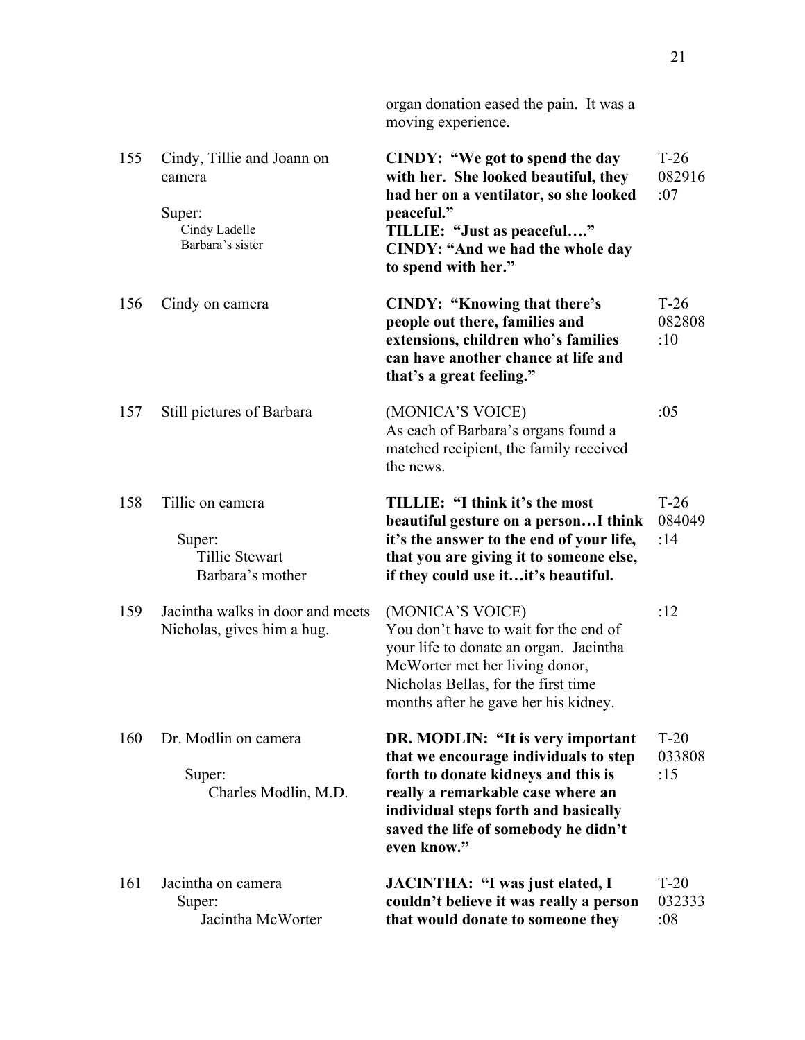| | | organ donation eased the pain. It was a moving experience. | |
|---|---|---|---|
| 155 | Cindy, Tillie and Joann on camera<br><br>Super:<br>Cindy Ladelle<br>Barbara's sister | **CINDY: "We got to spend the day with her. She looked beautiful, they had her on a ventilator, so she looked peaceful."**<br>**TILLIE: "Just as peaceful…."**<br>**CINDY: "And we had the whole day to spend with her."** | T-26<br>082916<br>:07 |
| 156 | Cindy on camera | **CINDY: "Knowing that there's people out there, families and extensions, children who's families can have another chance at life and that's a great feeling."** | T-26<br>082808<br>:10 |
| 157 | Still pictures of Barbara | (MONICA'S VOICE)<br>As each of Barbara's organs found a matched recipient, the family received the news. | :05 |
| 158 | Tillie on camera<br><br>Super:<br>Tillie Stewart<br>Barbara's mother | **TILLIE: "I think it's the most beautiful gesture on a person…I think it's the answer to the end of your life, that you are giving it to someone else, if they could use it…it's beautiful.** | T-26<br>084049<br>:14 |
| 159 | Jacintha walks in door and meets Nicholas, gives him a hug. | (MONICA'S VOICE)<br>You don't have to wait for the end of your life to donate an organ. Jacintha McWorter met her living donor, Nicholas Bellas, for the first time months after he gave her his kidney. | :12 |
| 160 | Dr. Modlin on camera<br><br>Super:<br>Charles Modlin, M.D. | **DR. MODLIN: "It is very important that we encourage individuals to step forth to donate kidneys and this is really a remarkable case where an individual steps forth and basically saved the life of somebody he didn't even know."** | T-20<br>033808<br>:15 |
| 161 | Jacintha on camera<br>Super:<br>Jacintha McWorter | **JACINTHA: "I was just elated, I couldn't believe it was really a person that would donate to someone they** | T-20<br>032333<br>:08 |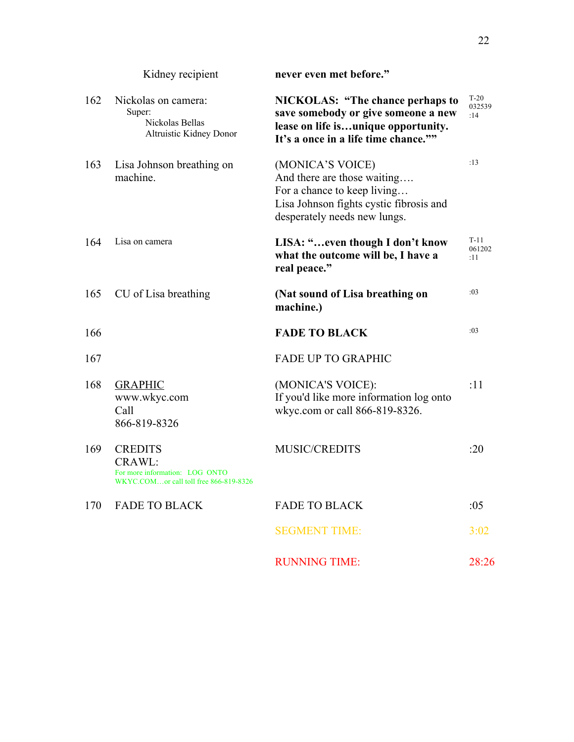| | | | |
|---|---|---|---|
| | Kidney recipient | **never even met before."** | |
| 162 | Nickolas on camera:<br>Super:<br>Nickolas Bellas<br>Altruistic Kidney Donor | **NICKOLAS: "The chance perhaps to save somebody or give someone a new lease on life is…unique opportunity. It's a once in a life time chance.""** | T-20<br>032539<br>:14 |
| 163 | Lisa Johnson breathing on machine. | (MONICA'S VOICE)<br>And there are those waiting….<br>For a chance to keep living…<br>Lisa Johnson fights cystic fibrosis and desperately needs new lungs. | :13 |
| 164 | Lisa on camera | **LISA: "…even though I don't know what the outcome will be, I have a real peace."** | T-11<br>061202<br>:11 |
| 165 | CU of Lisa breathing | **(Nat sound of Lisa breathing on machine.)** | :03 |
| 166 | | **FADE TO BLACK** | :03 |
| 167 | | FADE UP TO GRAPHIC | |
| 168 | GRAPHIC<br>www.wkyc.com<br>Call<br>866-819-8326 | (MONICA'S VOICE):<br>If you'd like more information log onto wkyc.com or call 866-819-8326. | :11 |
| 169 | CREDITS<br>CRAWL:<br>For more information: LOG ONTO WKYC.COM…or call toll free 866-819-8326 | MUSIC/CREDITS | :20 |
| 170 | FADE TO BLACK | FADE TO BLACK | :05 |
| | | SEGMENT TIME: | 3:02 |
| | | RUNNING TIME: | 28:26 |